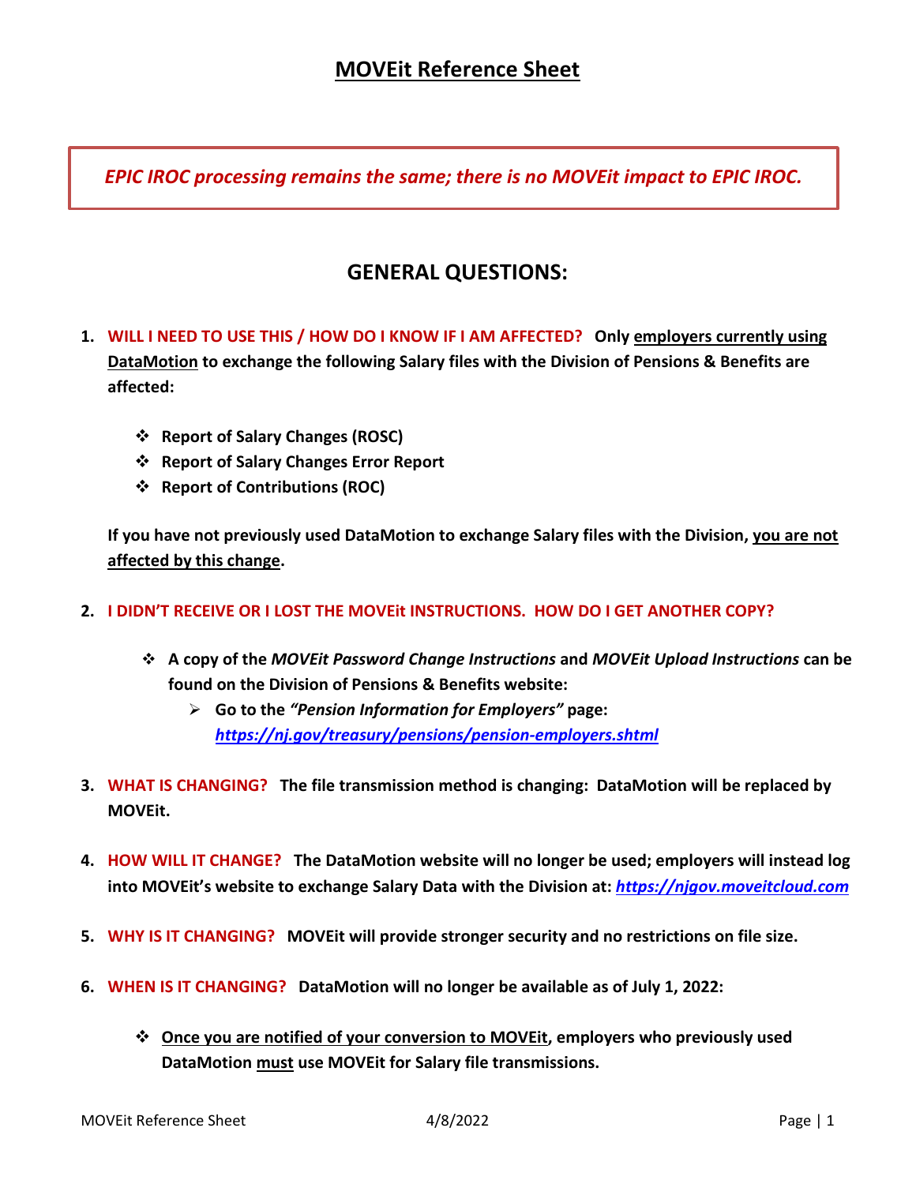# MOVEit Reference Sheet

> *EPIC IROC processing remains the same; there is no MOVEit impact to EPIC IROC.*

## GENERAL QUESTIONS:

1. **WILL I NEED TO USE THIS / HOW DO I KNOW IF I AM AFFECTED? Only employers currently using DataMotion to exchange the following Salary files with the Division of Pensions & Benefits are affected:**

   - **Report of Salary Changes (ROSC)**
   - **Report of Salary Changes Error Report**
   - **Report of Contributions (ROC)**

   **If you have not previously used DataMotion to exchange Salary files with the Division, you are not affected by this change.**

2. **I DIDN'T RECEIVE OR I LOST THE MOVEit INSTRUCTIONS. HOW DO I GET ANOTHER COPY?**

   - **A copy of the *MOVEit Password Change Instructions* and *MOVEit Upload Instructions* can be found on the Division of Pensions & Benefits website:**
     - **Go to the *"Pension Information for Employers"* page:** ***https://nj.gov/treasury/pensions/pension-employers.shtml***

3. **WHAT IS CHANGING? The file transmission method is changing: DataMotion will be replaced by MOVEit.**

4. **HOW WILL IT CHANGE? The DataMotion website will no longer be used; employers will instead log into MOVEit's website to exchange Salary Data with the Division at:** ***https://njgov.moveitcloud.com***

5. **WHY IS IT CHANGING? MOVEit will provide stronger security and no restrictions on file size.**

6. **WHEN IS IT CHANGING? DataMotion will no longer be available as of July 1, 2022:**

   - **Once you are notified of your conversion to MOVEit, employers who previously used DataMotion must use MOVEit for Salary file transmissions.**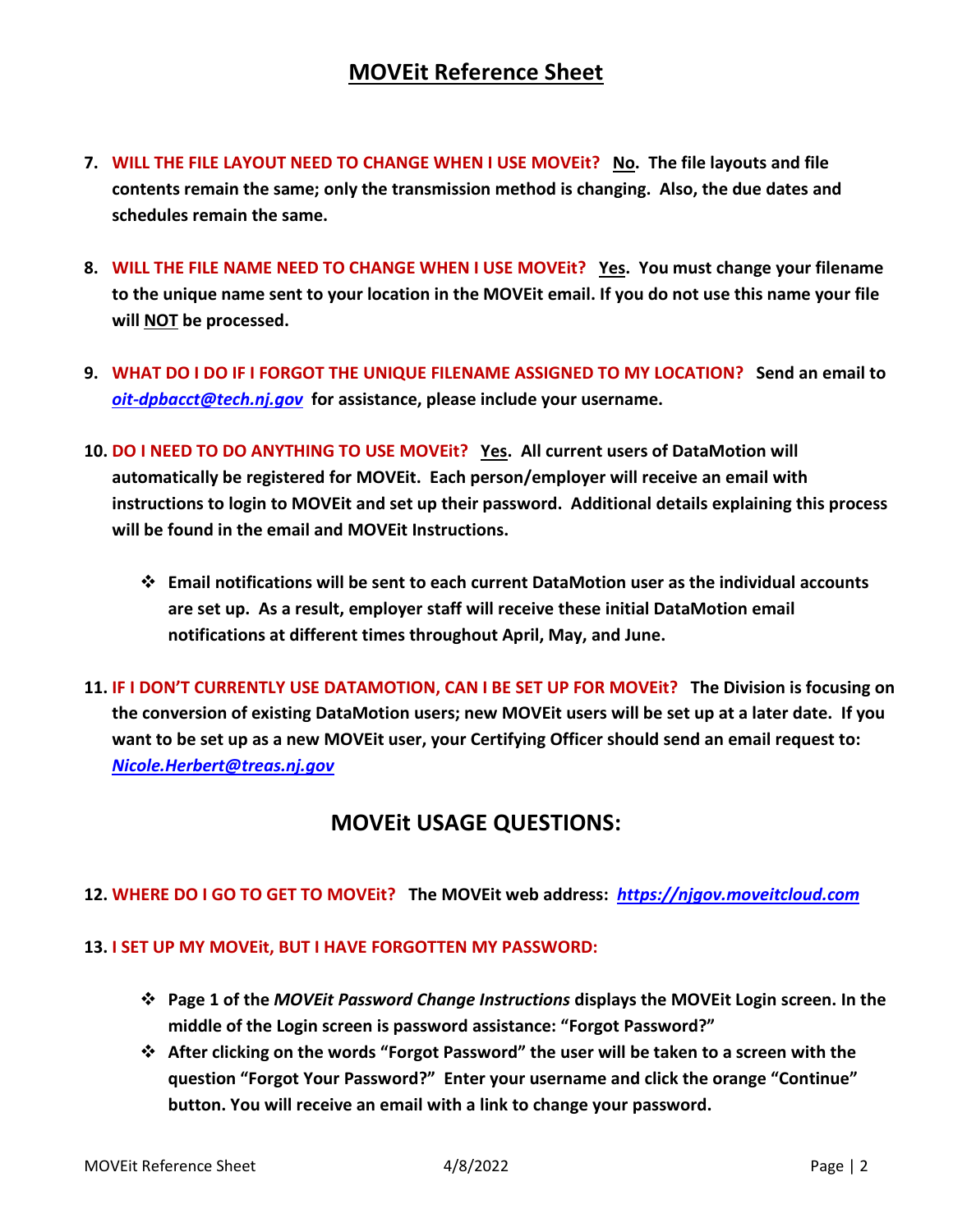# MOVEit Reference Sheet

7. **WILL THE FILE LAYOUT NEED TO CHANGE WHEN I USE MOVEit? <u>No</u>. The file layouts and file contents remain the same; only the transmission method is changing. Also, the due dates and schedules remain the same.**

8. **WILL THE FILE NAME NEED TO CHANGE WHEN I USE MOVEit? <u>Yes</u>. You must change your filename to the unique name sent to your location in the MOVEit email. If you do not use this name your file will <u>NOT</u> be processed.**

9. **WHAT DO I DO IF I FORGOT THE UNIQUE FILENAME ASSIGNED TO MY LOCATION? Send an email to *oit-dpbacct@tech.nj.gov* for assistance, please include your username.**

10. **DO I NEED TO DO ANYTHING TO USE MOVEit? <u>Yes</u>. All current users of DataMotion will automatically be registered for MOVEit. Each person/employer will receive an email with instructions to login to MOVEit and set up their password. Additional details explaining this process will be found in the email and MOVEit Instructions.**

    - **Email notifications will be sent to each current DataMotion user as the individual accounts are set up. As a result, employer staff will receive these initial DataMotion email notifications at different times throughout April, May, and June.**

11. **IF I DON'T CURRENTLY USE DATAMOTION, CAN I BE SET UP FOR MOVEit? The Division is focusing on the conversion of existing DataMotion users; new MOVEit users will be set up at a later date. If you want to be set up as a new MOVEit user, your Certifying Officer should send an email request to: *Nicole.Herbert@treas.nj.gov***

## MOVEit USAGE QUESTIONS:

12. **WHERE DO I GO TO GET TO MOVEit? The MOVEit web address: *https://njgov.moveitcloud.com***

13. **I SET UP MY MOVEit, BUT I HAVE FORGOTTEN MY PASSWORD:**

    - **Page 1 of the *MOVEit Password Change Instructions* displays the MOVEit Login screen. In the middle of the Login screen is password assistance: "Forgot Password?"**
    - **After clicking on the words "Forgot Password" the user will be taken to a screen with the question "Forgot Your Password?" Enter your username and click the orange "Continue" button. You will receive an email with a link to change your password.**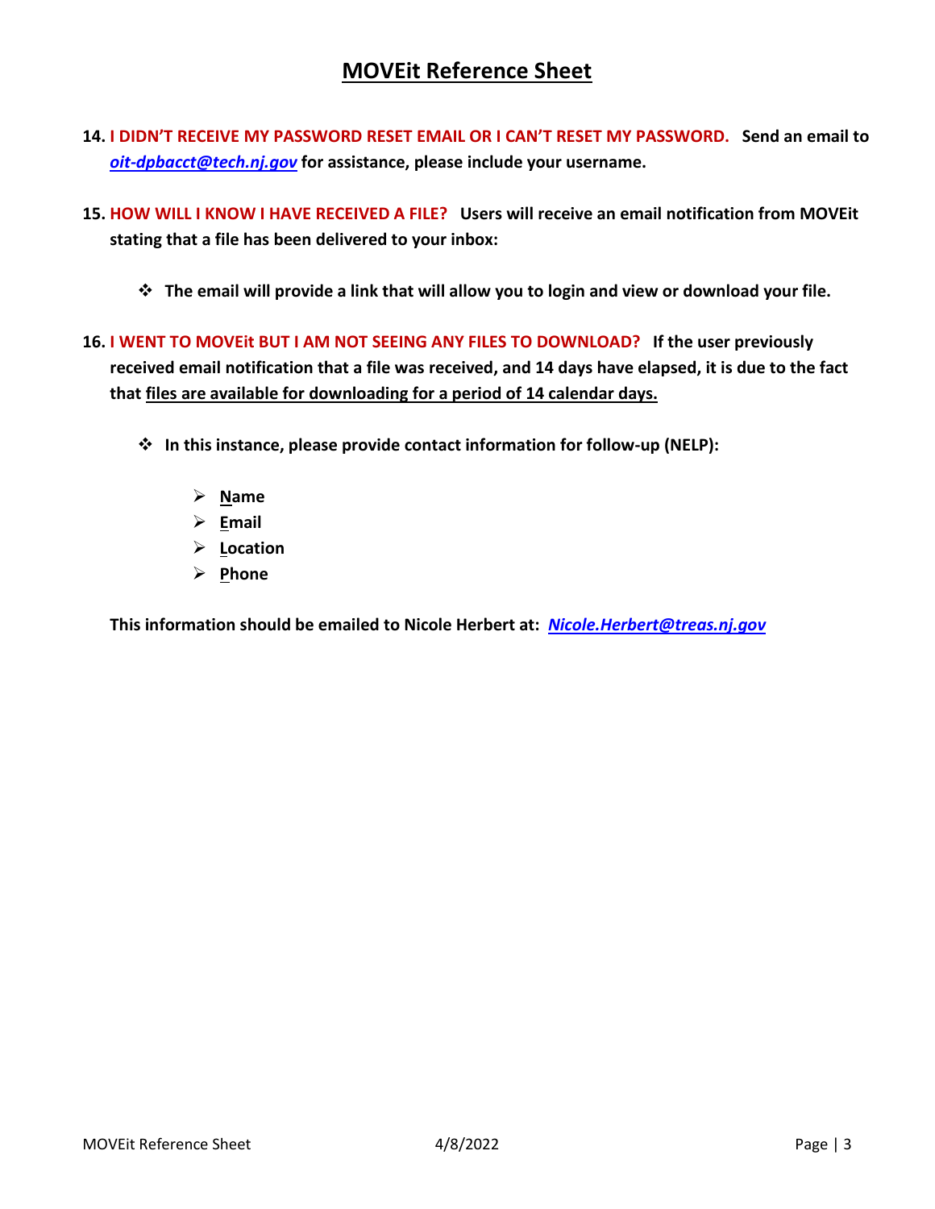# MOVEit Reference Sheet

14. **I DIDN'T RECEIVE MY PASSWORD RESET EMAIL OR I CAN'T RESET MY PASSWORD.** **Send an email to *oit-dpbacct@tech.nj.gov* for assistance, please include your username.**

15. **HOW WILL I KNOW I HAVE RECEIVED A FILE?** **Users will receive an email notification from MOVEit stating that a file has been delivered to your inbox:**

    - **The email will provide a link that will allow you to login and view or download your file.**

16. **I WENT TO MOVEit BUT I AM NOT SEEING ANY FILES TO DOWNLOAD?** **If the user previously received email notification that a file was received, and 14 days have elapsed, it is due to the fact that files are available for downloading for a period of 14 calendar days.**

    - **In this instance, please provide contact information for follow-up (NELP):**

        - **Name**
        - **Email**
        - **Location**
        - **Phone**

    **This information should be emailed to Nicole Herbert at: *Nicole.Herbert@treas.nj.gov***